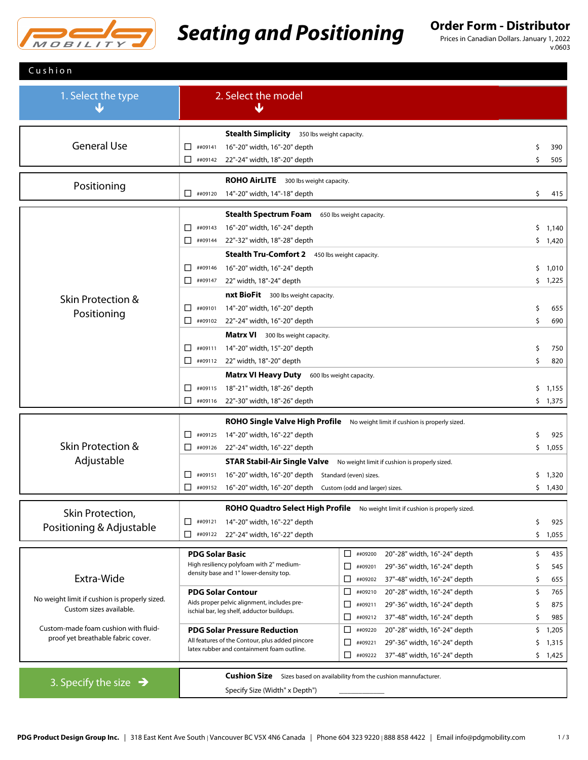# Seating and Positioning

**Order Form - Distributor**
Prices in Canadian Dollars. January 1, 2022
v.0603

## Cushion

1. Select the type → 2. Select the model

### General Use

**Stealth Simplicity** 350 lbs weight capacity.

| | Code | Size | Price |
|---|---|---|---|
| ☐ | ##09141 | 16"-20" width, 16"-20" depth | $ 390 |
| ☐ | ##09142 | 22"-24" width, 18"-20" depth | $ 505 |

### Positioning

**ROHO AirLITE** 300 lbs weight capacity.

| | Code | Size | Price |
|---|---|---|---|
| ☐ | ##09120 | 14"-20" width, 14"-18" depth | $ 415 |

### Skin Protection & Positioning

**Stealth Spectrum Foam** 650 lbs weight capacity.

| | Code | Size | Price |
|---|---|---|---|
| ☐ | ##09143 | 16"-20" width, 16"-24" depth | $ 1,140 |
| ☐ | ##09144 | 22"-32" width, 18"-28" depth | $ 1,420 |

**Stealth Tru-Comfort 2** 450 lbs weight capacity.

| | Code | Size | Price |
|---|---|---|---|
| ☐ | ##09146 | 16"-20" width, 16"-24" depth | $ 1,010 |
| ☐ | ##09147 | 22" width, 18"-24" depth | $ 1,225 |

**nxt BioFit** 300 lbs weight capacity.

| | Code | Size | Price |
|---|---|---|---|
| ☐ | ##09101 | 14"-20" width, 16"-20" depth | $ 655 |
| ☐ | ##09102 | 22"-24" width, 16"-20" depth | $ 690 |

**Matrx VI** 300 lbs weight capacity.

| | Code | Size | Price |
|---|---|---|---|
| ☐ | ##09111 | 14"-20" width, 15"-20" depth | $ 750 |
| ☐ | ##09112 | 22" width, 18"-20" depth | $ 820 |

**Matrx VI Heavy Duty** 600 lbs weight capacity.

| | Code | Size | Price |
|---|---|---|---|
| ☐ | ##09115 | 18"-21" width, 18"-26" depth | $ 1,155 |
| ☐ | ##09116 | 22"-30" width, 18"-26" depth | $ 1,375 |

### Skin Protection & Adjustable

**ROHO Single Valve High Profile** No weight limit if cushion is properly sized.

| | Code | Size | Price |
|---|---|---|---|
| ☐ | ##09125 | 14"-20" width, 16"-22" depth | $ 925 |
| ☐ | ##09126 | 22"-24" width, 16"-22" depth | $ 1,055 |

**STAR Stabil-Air Single Valve** No weight limit if cushion is properly sized.

| | Code | Size | Note | Price |
|---|---|---|---|---|
| ☐ | ##09151 | 16"-20" width, 16"-20" depth | Standard (even) sizes. | $ 1,320 |
| ☐ | ##09152 | 16"-20" width, 16"-20" depth | Custom (odd and larger) sizes. | $ 1,430 |

### Skin Protection, Positioning & Adjustable

**ROHO Quadtro Select High Profile** No weight limit if cushion is properly sized.

| | Code | Size | Price |
|---|---|---|---|
| ☐ | ##09121 | 14"-20" width, 16"-22" depth | $ 925 |
| ☐ | ##09122 | 22"-24" width, 16"-22" depth | $ 1,055 |

### Extra-Wide

No weight limit if cushion is properly sized. Custom sizes available.

Custom-made foam cushion with fluid-proof yet breathable fabric cover.

| Model | | Code | Size | Price |
|---|---|---|---|---|
| **PDG Solar Basic** — High resiliency polyfoam with 2" medium-density base and 1" lower-density top. | ☐ | ##09200 | 20"-28" width, 16"-24" depth | $ 435 |
| | ☐ | ##09201 | 29"-36" width, 16"-24" depth | $ 545 |
| | ☐ | ##09202 | 37"-48" width, 16"-24" depth | $ 655 |
| **PDG Solar Contour** — Aids proper pelvic alignment, includes pre-ischial bar, leg shelf, adductor buildups. | ☐ | ##09210 | 20"-28" width, 16"-24" depth | $ 765 |
| | ☐ | ##09211 | 29"-36" width, 16"-24" depth | $ 875 |
| | ☐ | ##09212 | 37"-48" width, 16"-24" depth | $ 985 |
| **PDG Solar Pressure Reduction** — All features of the Contour, plus added pincore latex rubber and containment foam outline. | ☐ | ##09220 | 20"-28" width, 16"-24" depth | $ 1,205 |
| | ☐ | ##09221 | 29"-36" width, 16"-24" depth | $ 1,315 |
| | ☐ | ##09222 | 37"-48" width, 16"-24" depth | $ 1,425 |

### 3. Specify the size →

**Cushion Size** Sizes based on availability from the cushion manufacturer.

Specify Size (Width" x Depth") ____________

**PDG Product Design Group Inc.** | 318 East Kent Ave South | Vancouver BC V5X 4N6 Canada | Phone 604 323 9220 | 888 858 4422 | Email info@pdgmobility.com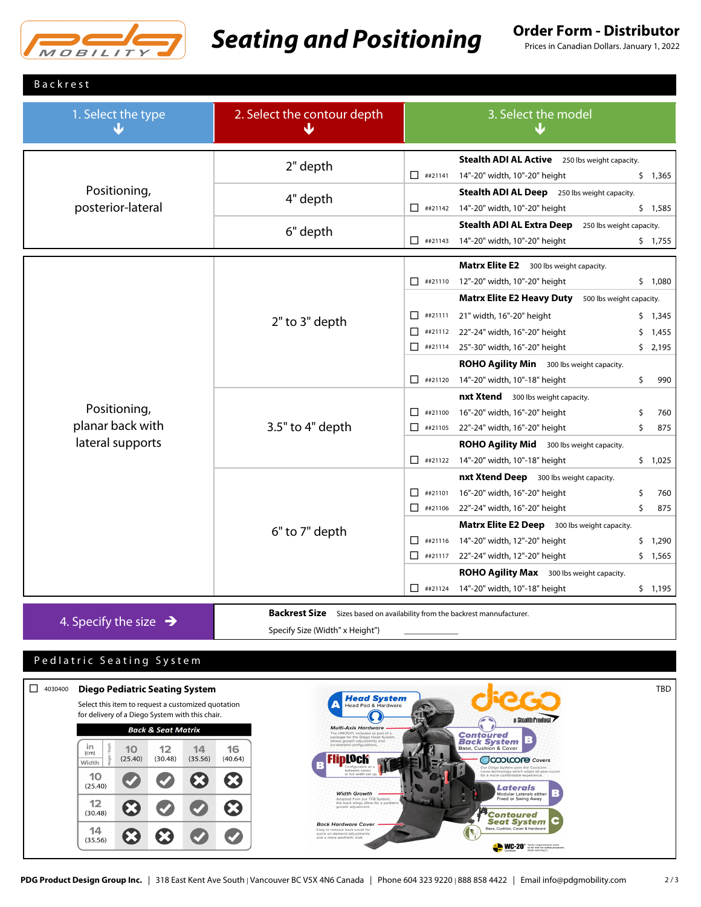# Seating and Positioning

## Order Form - Distributor

Prices in Canadian Dollars. January 1, 2022

## Backrest

| 1. Select the type | 2. Select the contour depth | 3. Select the model | | | |
|---|---|---|---|---|---|
| Positioning, posterior-lateral | 2" depth | **Stealth ADI AL Active** 250 lbs weight capacity. | | | |
| | | ☐ | ##21141 | 14"-20" width, 10"-20" height | $ 1,365 |
| | 4" depth | **Stealth ADI AL Deep** 250 lbs weight capacity. | | | |
| | | ☐ | ##21142 | 14"-20" width, 10"-20" height | $ 1,585 |
| | 6" depth | **Stealth ADI AL Extra Deep** 250 lbs weight capacity. | | | |
| | | ☐ | ##21143 | 14"-20" width, 10"-20" height | $ 1,755 |
| Positioning, planar back with lateral supports | 2" to 3" depth | **Matrx Elite E2** 300 lbs weight capacity. | | | |
| | | ☐ | ##21110 | 12"-20" width, 10"-20" height | $ 1,080 |
| | | **Matrx Elite E2 Heavy Duty** 500 lbs weight capacity. | | | |
| | | ☐ | ##21111 | 21" width, 16"-20" height | $ 1,345 |
| | | ☐ | ##21112 | 22"-24" width, 16"-20" height | $ 1,455 |
| | | ☐ | ##21114 | 25"-30" width, 16"-20" height | $ 2,195 |
| | | **ROHO Agility Min** 300 lbs weight capacity. | | | |
| | | ☐ | ##21120 | 14"-20" width, 10"-18" height | $ 990 |
| | 3.5" to 4" depth | **nxt Xtend** 300 lbs weight capacity. | | | |
| | | ☐ | ##21100 | 16"-20" width, 16"-20" height | $ 760 |
| | | ☐ | ##21105 | 22"-24" width, 16"-20" height | $ 875 |
| | | **ROHO Agility Mid** 300 lbs weight capacity. | | | |
| | | ☐ | ##21122 | 14"-20" width, 10"-18" height | $ 1,025 |
| | 6" to 7" depth | **nxt Xtend Deep** 300 lbs weight capacity. | | | |
| | | ☐ | ##21101 | 16"-20" width, 16"-20" height | $ 760 |
| | | ☐ | ##21106 | 22"-24" width, 16"-20" height | $ 875 |
| | | **Matrx Elite E2 Deep** 300 lbs weight capacity. | | | |
| | | ☐ | ##21116 | 14"-20" width, 12"-20" height | $ 1,290 |
| | | ☐ | ##21117 | 22"-24" width, 12"-20" height | $ 1,565 |
| | | **ROHO Agility Max** 300 lbs weight capacity. | | | |
| | | ☐ | ##21124 | 14"-20" width, 10"-18" height | $ 1,195 |

**4. Specify the size →**

**Backrest Size** Sizes based on availability from the backrest manufacturer.

Specify Size (Width" x Height") ____________

## Pediatric Seating System

☐ 4030400 **Diego Pediatric Seating System** — TBD

Select this item to request a customized quotation for delivery of a Diego System with this chair.

**Back & Seat Matrix**

| Width in (cm) / Height / Depth | 10 (25.40) | 12 (30.48) | 14 (35.56) | 16 (40.64) |
|---|---|---|---|---|
| 10 (25.40) | ✔ | ✔ | ✖ | ✖ |
| 12 (30.48) | ✖ | ✔ | ✔ | ✖ |
| 14 (35.56) | ✖ | ✖ | ✔ | ✔ |

**A Head System** — Head Pad & Hardware

**Multi-Axis Hardware** — The HMO601 included as part of a package for the Diego Head System, allows growth adjustability and on-demand configurations.

**diego** a Stealth Product

**B Contoured Back System** — Base, Cushion & Cover

**B FlipLock** — Configurable as a between canes or full width set up.

**Coolcore Covers** — Our Diego System uses the Coolcore cover technology which adapt all-year-round for a more comfortable experience.

**Laterals B** — Modular Laterals either Fixed or Swing Away

**Width Growth** — Adapted from our TFB System, the back wings allow for a pediatric growth adjustment.

**Contoured Seat System C** — Base, Cushion, Cover & Hardware

**Back Hardware Cover** — Easy to remove back cover for quick on-demand adjustments and a more aesthetic look

**WC-20** Certified

PDG Product Design Group Inc. | 318 East Kent Ave South | Vancouver BC V5X 4N6 Canada | Phone 604 323 9220 | 888 858 4422 | Email info@pdgmobility.com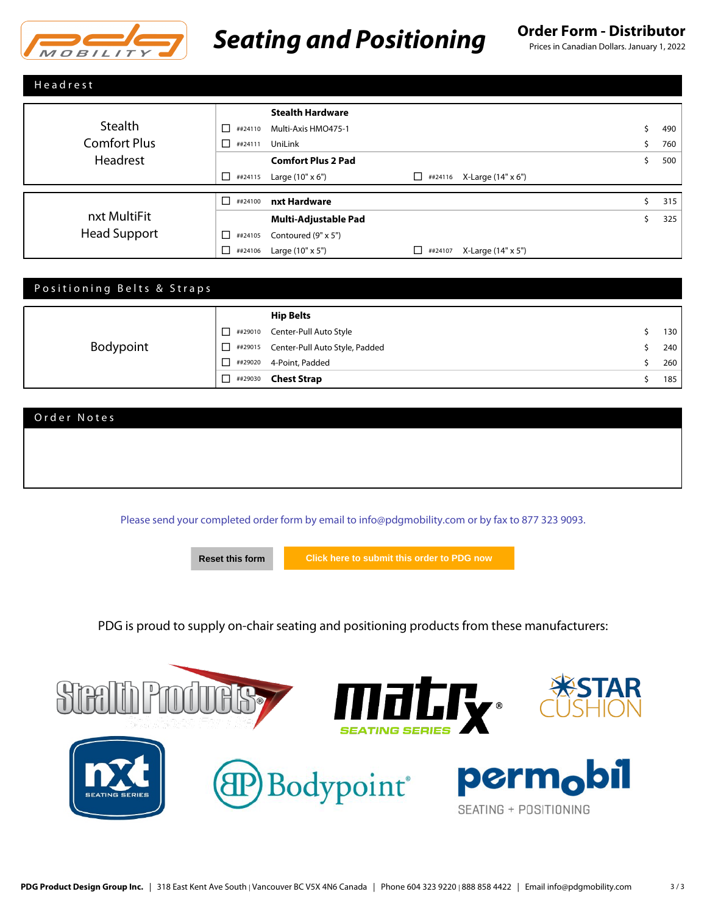# Seating and Positioning

**Order Form - Distributor**

Prices in Canadian Dollars. January 1, 2022

## Headrest

| | | | | |
|---|---|---|---|---|
| Stealth Comfort Plus Headrest | | **Stealth Hardware** | | |
| | ☐ ##24110 | Multi-Axis HMO475-1 | $ | 490 |
| | ☐ ##24111 | UniLink | $ | 760 |
| | | **Comfort Plus 2 Pad** | $ | 500 |
| | ☐ ##24115 | Large (10" x 6") ☐ ##24116 X-Large (14" x 6") | | |

| | | | | |
|---|---|---|---|---|
| nxt MultiFit Head Support | ☐ ##24100 | **nxt Hardware** | $ | 315 |
| | | **Multi-Adjustable Pad** | $ | 325 |
| | ☐ ##24105 | Contoured (9" x 5") | | |
| | ☐ ##24106 | Large (10" x 5") ☐ ##24107 X-Large (14" x 5") | | |

## Positioning Belts & Straps

| | | | | |
|---|---|---|---|---|
| Bodypoint | | **Hip Belts** | | |
| | ☐ ##29010 | Center-Pull Auto Style | $ | 130 |
| | ☐ ##29015 | Center-Pull Auto Style, Padded | $ | 240 |
| | ☐ ##29020 | 4-Point, Padded | $ | 260 |
| | ☐ ##29030 | **Chest Strap** | $ | 185 |

## Order Notes

Please send your completed order form by email to info@pdgmobility.com or by fax to 877 323 9093.

Reset this form | Click here to submit this order to PDG now

PDG is proud to supply on-chair seating and positioning products from these manufacturers:

Stealth Products · matrx Seating Series · Star Cushion · nxt Seating Series · Bodypoint · permobil Seating + Positioning

**PDG Product Design Group Inc.** | 318 East Kent Ave South | Vancouver BC V5X 4N6 Canada | Phone 604 323 9220 | 888 858 4422 | Email info@pdgmobility.com